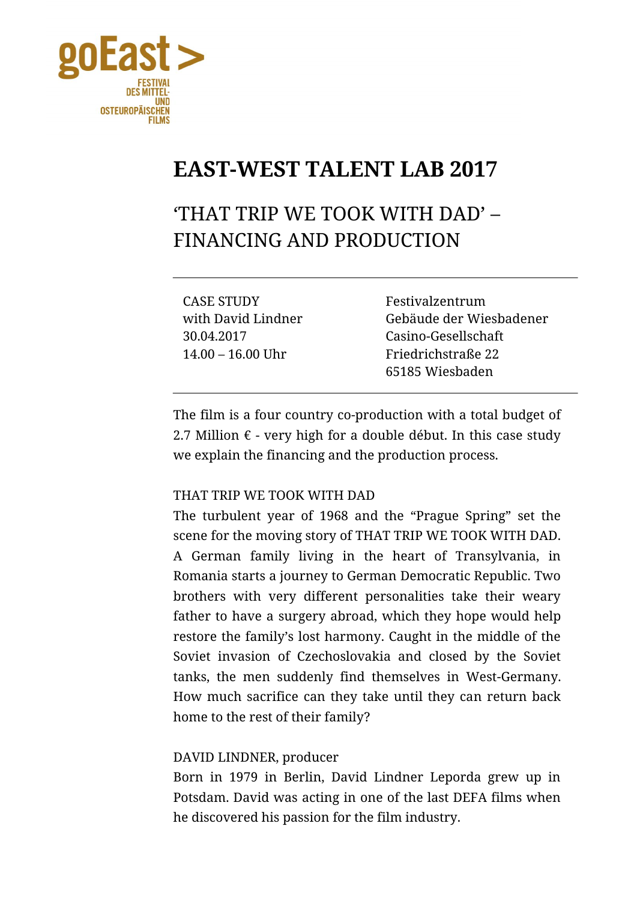goEast > FESTIVAL DES MITTEL- UND OSTEUROPÄISCHEN FILMS

# EAST-WEST TALENT LAB 2017

## 'THAT TRIP WE TOOK WITH DAD' – FINANCING AND PRODUCTION

CASE STUDY
with David Lindner
30.04.2017
14.00 – 16.00 Uhr

Festivalzentrum
Gebäude der Wiesbadener Casino-Gesellschaft
Friedrichstraße 22
65185 Wiesbaden

The film is a four country co-production with a total budget of 2.7 Million € - very high for a double début. In this case study we explain the financing and the production process.

THAT TRIP WE TOOK WITH DAD

The turbulent year of 1968 and the "Prague Spring" set the scene for the moving story of THAT TRIP WE TOOK WITH DAD. A German family living in the heart of Transylvania, in Romania starts a journey to German Democratic Republic. Two brothers with very different personalities take their weary father to have a surgery abroad, which they hope would help restore the family's lost harmony. Caught in the middle of the Soviet invasion of Czechoslovakia and closed by the Soviet tanks, the men suddenly find themselves in West-Germany. How much sacrifice can they take until they can return back home to the rest of their family?

DAVID LINDNER, producer

Born in 1979 in Berlin, David Lindner Leporda grew up in Potsdam. David was acting in one of the last DEFA films when he discovered his passion for the film industry.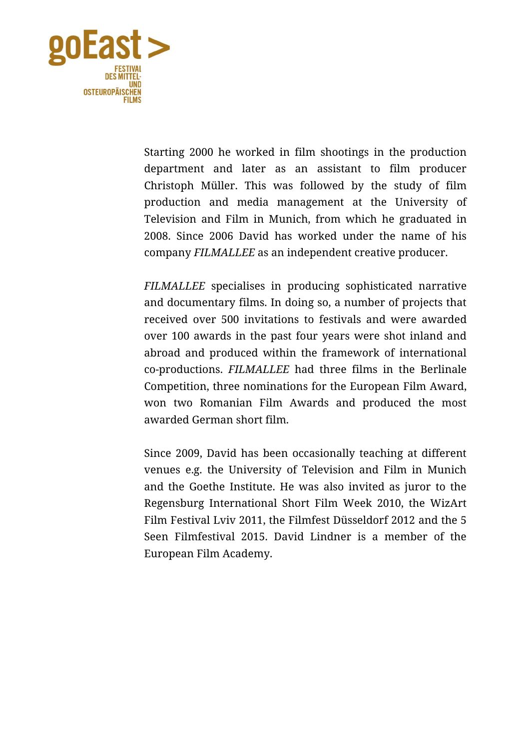Starting 2000 he worked in film shootings in the production department and later as an assistant to film producer Christoph Müller. This was followed by the study of film production and media management at the University of Television and Film in Munich, from which he graduated in 2008. Since 2006 David has worked under the name of his company *FILMALLEE* as an independent creative producer.

*FILMALLEE* specialises in producing sophisticated narrative and documentary films. In doing so, a number of projects that received over 500 invitations to festivals and were awarded over 100 awards in the past four years were shot inland and abroad and produced within the framework of international co-productions. *FILMALLEE* had three films in the Berlinale Competition, three nominations for the European Film Award, won two Romanian Film Awards and produced the most awarded German short film.

Since 2009, David has been occasionally teaching at different venues e.g. the University of Television and Film in Munich and the Goethe Institute. He was also invited as juror to the Regensburg International Short Film Week 2010, the WizArt Film Festival Lviv 2011, the Filmfest Düsseldorf 2012 and the 5 Seen Filmfestival 2015. David Lindner is a member of the European Film Academy.